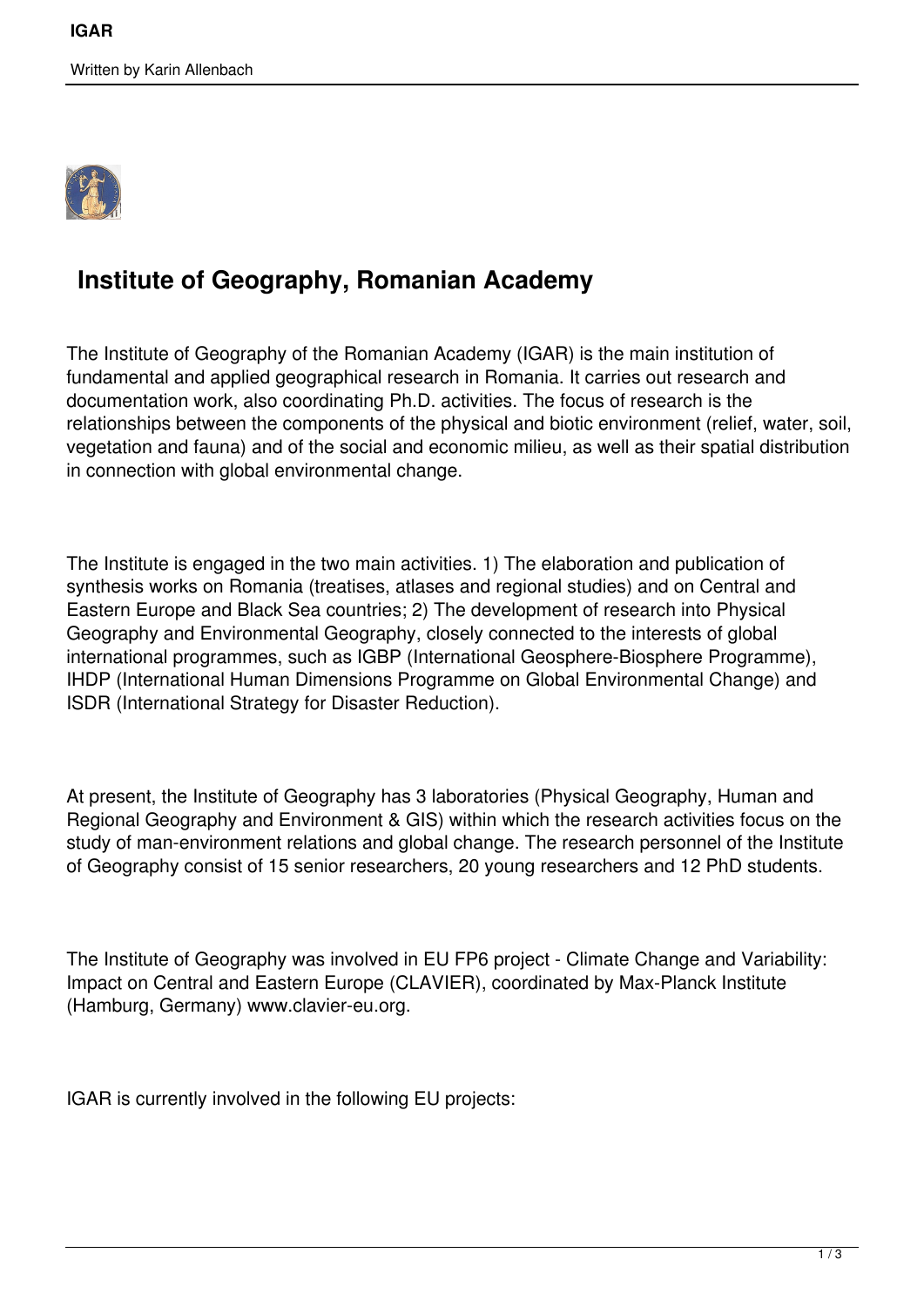# Institute of Geography, Romanian Academy

The Institute of Geography of the Romanian Academy (IGAR) is the main institution of fundamental and applied geographical research in Romania. It carries out research and documentation work, also coordinating Ph.D. activities. The focus of research is the relationships between the components of the physical and biotic environment (relief, water, soil, vegetation and fauna) and of the social and economic milieu, as well as their spatial distribution in connection with global environmental change.

The Institute is engaged in the two main activities. 1) The elaboration and publication of synthesis works on Romania (treatises, atlases and regional studies) and on Central and Eastern Europe and Black Sea countries; 2) The development of research into Physical Geography and Environmental Geography, closely connected to the interests of global international programmes, such as IGBP (International Geosphere-Biosphere Programme), IHDP (International Human Dimensions Programme on Global Environmental Change) and ISDR (International Strategy for Disaster Reduction).

At present, the Institute of Geography has 3 laboratories (Physical Geography, Human and Regional Geography and Environment & GIS) within which the research activities focus on the study of man-environment relations and global change. The research personnel of the Institute of Geography consist of 15 senior researchers, 20 young researchers and 12 PhD students.

The Institute of Geography was involved in EU FP6 project - Climate Change and Variability: Impact on Central and Eastern Europe (CLAVIER), coordinated by Max-Planck Institute (Hamburg, Germany) www.clavier-eu.org.

IGAR is currently involved in the following EU projects: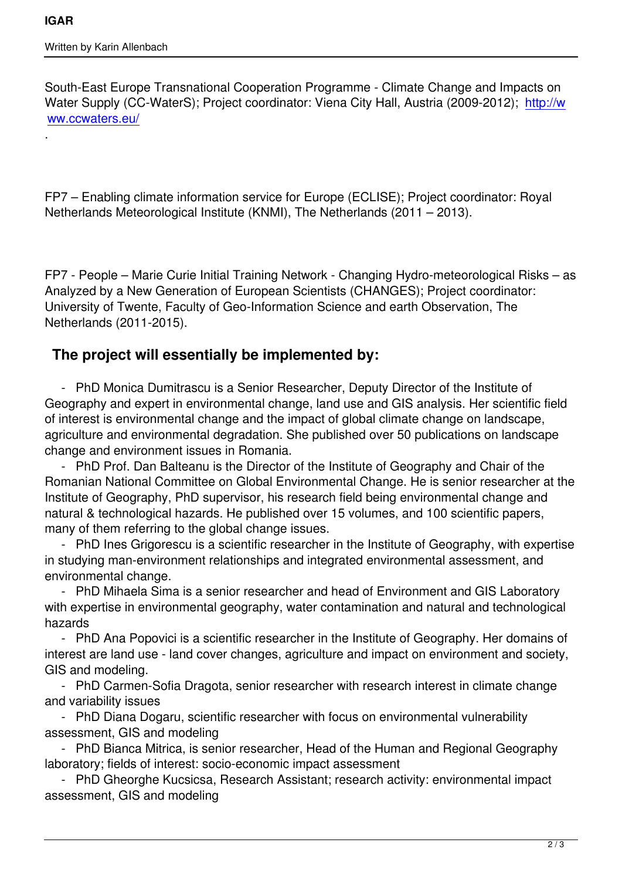South-East Europe Transnational Cooperation Programme - Climate Change and Impacts on Water Supply (CC-WaterS); Project coordinator: Viena City Hall, Austria (2009-2012); [http://www.ccwaters.eu/](http://www.ccwaters.eu/)

.

FP7 – Enabling climate information service for Europe (ECLISE); Project coordinator: Royal Netherlands Meteorological Institute (KNMI), The Netherlands (2011 – 2013).

FP7 - People – Marie Curie Initial Training Network - Changing Hydro-meteorological Risks – as Analyzed by a New Generation of European Scientists (CHANGES); Project coordinator: University of Twente, Faculty of Geo-Information Science and earth Observation, The Netherlands (2011-2015).

## The project will essentially be implemented by:

- PhD Monica Dumitrascu is a Senior Researcher, Deputy Director of the Institute of Geography and expert in environmental change, land use and GIS analysis. Her scientific field of interest is environmental change and the impact of global climate change on landscape, agriculture and environmental degradation. She published over 50 publications on landscape change and environment issues in Romania.
- PhD Prof. Dan Balteanu is the Director of the Institute of Geography and Chair of the Romanian National Committee on Global Environmental Change. He is senior researcher at the Institute of Geography, PhD supervisor, his research field being environmental change and natural & technological hazards. He published over 15 volumes, and 100 scientific papers, many of them referring to the global change issues.
- PhD Ines Grigorescu is a scientific researcher in the Institute of Geography, with expertise in studying man-environment relationships and integrated environmental assessment, and environmental change.
- PhD Mihaela Sima is a senior researcher and head of Environment and GIS Laboratory with expertise in environmental geography, water contamination and natural and technological hazards
- PhD Ana Popovici is a scientific researcher in the Institute of Geography. Her domains of interest are land use - land cover changes, agriculture and impact on environment and society, GIS and modeling.
- PhD Carmen-Sofia Dragota, senior researcher with research interest in climate change and variability issues
- PhD Diana Dogaru, scientific researcher with focus on environmental vulnerability assessment, GIS and modeling
- PhD Bianca Mitrica, is senior researcher, Head of the Human and Regional Geography laboratory; fields of interest: socio-economic impact assessment
- PhD Gheorghe Kucsicsa, Research Assistant; research activity: environmental impact assessment, GIS and modeling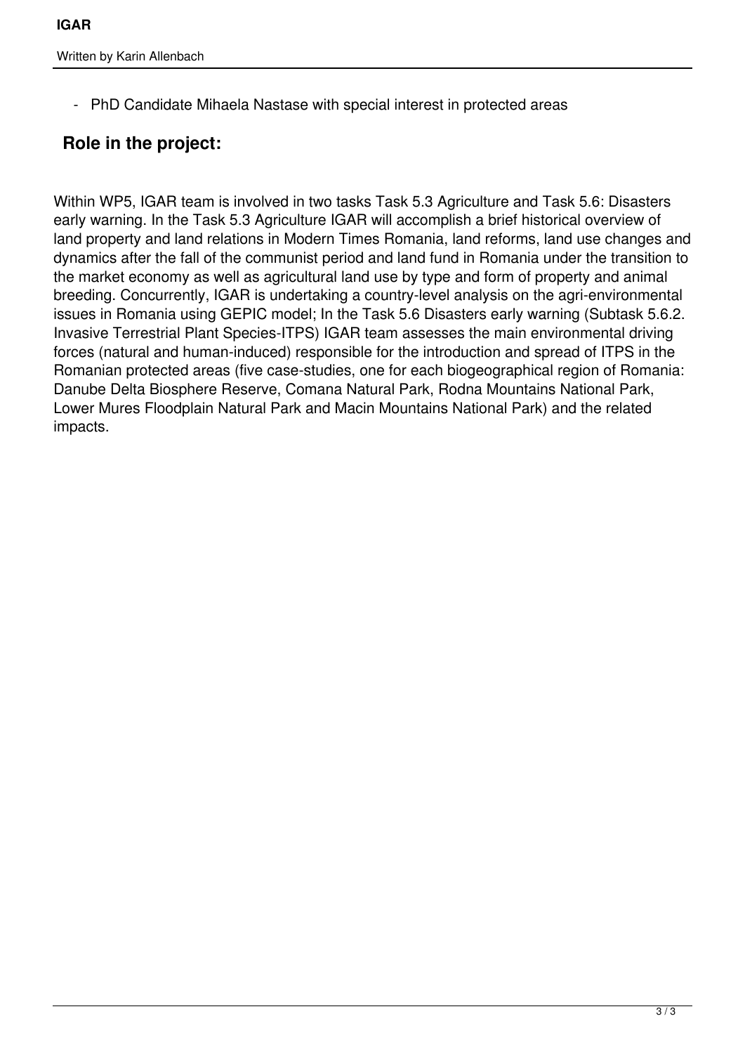- PhD Candidate Mihaela Nastase with special interest in protected areas

## Role in the project:

Within WP5, IGAR team is involved in two tasks Task 5.3 Agriculture and Task 5.6: Disasters early warning. In the Task 5.3 Agriculture IGAR will accomplish a brief historical overview of land property and land relations in Modern Times Romania, land reforms, land use changes and dynamics after the fall of the communist period and land fund in Romania under the transition to the market economy as well as agricultural land use by type and form of property and animal breeding. Concurrently, IGAR is undertaking a country-level analysis on the agri-environmental issues in Romania using GEPIC model; In the Task 5.6 Disasters early warning (Subtask 5.6.2. Invasive Terrestrial Plant Species-ITPS) IGAR team assesses the main environmental driving forces (natural and human-induced) responsible for the introduction and spread of ITPS in the Romanian protected areas (five case-studies, one for each biogeographical region of Romania: Danube Delta Biosphere Reserve, Comana Natural Park, Rodna Mountains National Park, Lower Mures Floodplain Natural Park and Macin Mountains National Park) and the related impacts.